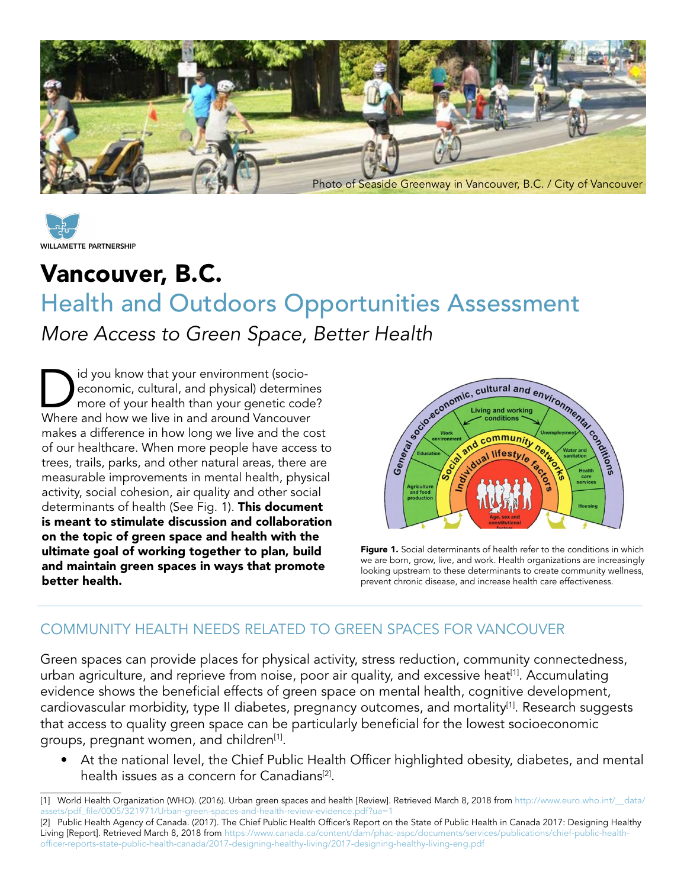Photo of Seaside Greenway in Vancouver, B.C. / City of Vancouver

WILLAMETTE PARTNERSHIP

# Vancouver, B.C.

## Health and Outdoors Opportunities Assessment

*More Access to Green Space, Better Health*

Did you know that your environment (socio-economic, cultural, and physical) determines more of your health than your genetic code? Where and how we live in and around Vancouver makes a difference in how long we live and the cost of our healthcare. When more people have access to trees, trails, parks, and other natural areas, there are measurable improvements in mental health, physical activity, social cohesion, air quality and other social determinants of health (See Fig. 1). **This document is meant to stimulate discussion and collaboration on the topic of green space and health with the ultimate goal of working together to plan, build and maintain green spaces in ways that promote better health.**

**Figure 1.** Social determinants of health refer to the conditions in which we are born, grow, live, and work. Health organizations are increasingly looking upstream to these determinants to create community wellness, prevent chronic disease, and increase health care effectiveness.

## COMMUNITY HEALTH NEEDS RELATED TO GREEN SPACES FOR VANCOUVER

Green spaces can provide places for physical activity, stress reduction, community connectedness, urban agriculture, and reprieve from noise, poor air quality, and excessive heat[1]. Accumulating evidence shows the beneficial effects of green space on mental health, cognitive development, cardiovascular morbidity, type II diabetes, pregnancy outcomes, and mortality[1]. Research suggests that access to quality green space can be particularly beneficial for the lowest socioeconomic groups, pregnant women, and children[1].

- At the national level, the Chief Public Health Officer highlighted obesity, diabetes, and mental health issues as a concern for Canadians[2].

[1] World Health Organization (WHO). (2016). Urban green spaces and health [Review]. Retrieved March 8, 2018 from http://www.euro.who.int/__data/assets/pdf_file/0005/321971/Urban-green-spaces-and-health-review-evidence.pdf?ua=1

[2] Public Health Agency of Canada. (2017). The Chief Public Health Officer's Report on the State of Public Health in Canada 2017: Designing Healthy Living [Report]. Retrieved March 8, 2018 from https://www.canada.ca/content/dam/phac-aspc/documents/services/publications/chief-public-health-officer-reports-state-public-health-canada/2017-designing-healthy-living/2017-designing-healthy-living-eng.pdf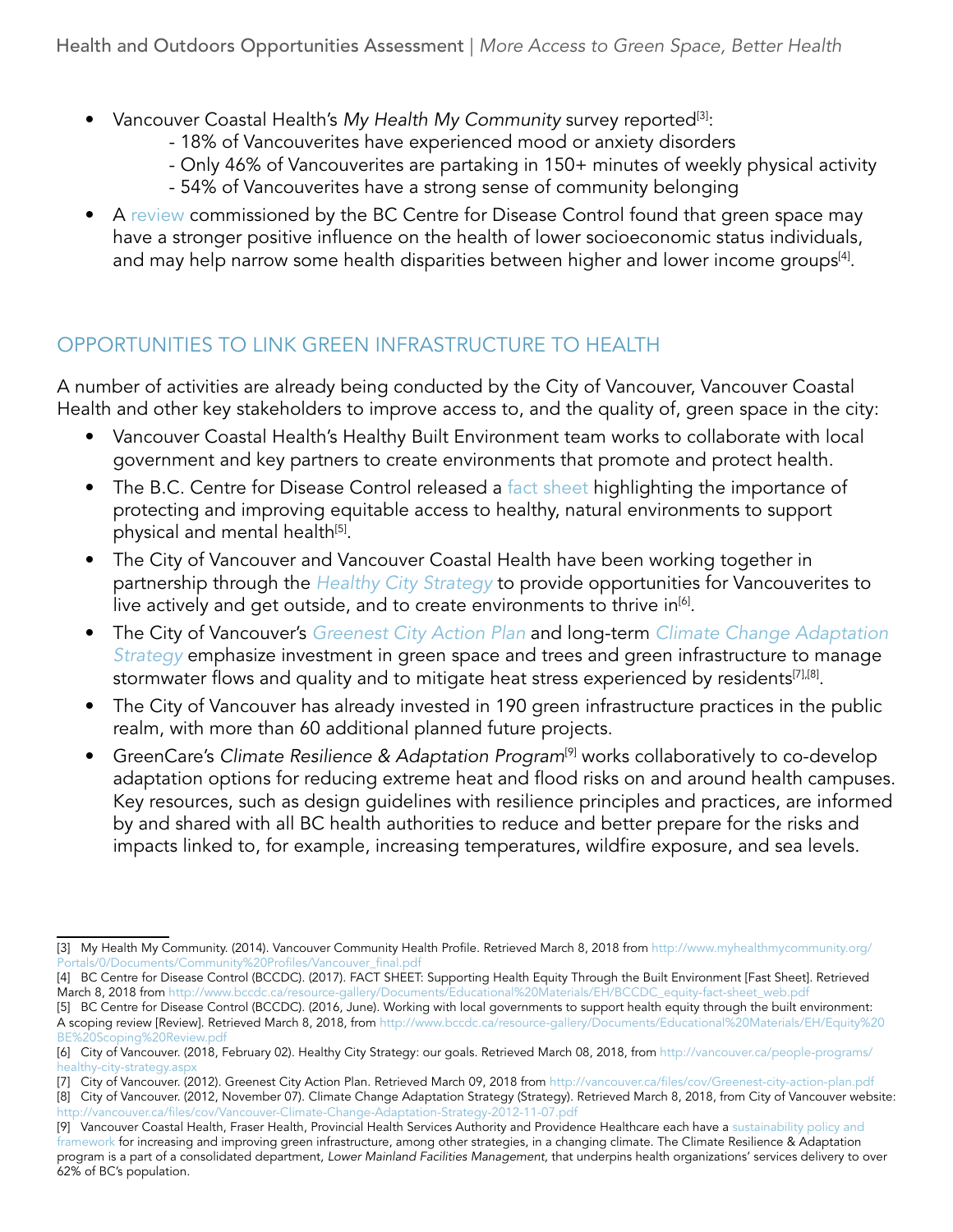- Vancouver Coastal Health's *My Health My Community* survey reported[3]:
    - 18% of Vancouverites have experienced mood or anxiety disorders
    - Only 46% of Vancouverites are partaking in 150+ minutes of weekly physical activity
    - 54% of Vancouverites have a strong sense of community belonging
- A review commissioned by the BC Centre for Disease Control found that green space may have a stronger positive influence on the health of lower socioeconomic status individuals, and may help narrow some health disparities between higher and lower income groups[4].

## OPPORTUNITIES TO LINK GREEN INFRASTRUCTURE TO HEALTH

A number of activities are already being conducted by the City of Vancouver, Vancouver Coastal Health and other key stakeholders to improve access to, and the quality of, green space in the city:

- Vancouver Coastal Health's Healthy Built Environment team works to collaborate with local government and key partners to create environments that promote and protect health.
- The B.C. Centre for Disease Control released a fact sheet highlighting the importance of protecting and improving equitable access to healthy, natural environments to support physical and mental health[5].
- The City of Vancouver and Vancouver Coastal Health have been working together in partnership through the *Healthy City Strategy* to provide opportunities for Vancouverites to live actively and get outside, and to create environments to thrive in[6].
- The City of Vancouver's *Greenest City Action Plan* and long-term *Climate Change Adaptation Strategy* emphasize investment in green space and trees and green infrastructure to manage stormwater flows and quality and to mitigate heat stress experienced by residents[7],[8].
- The City of Vancouver has already invested in 190 green infrastructure practices in the public realm, with more than 60 additional planned future projects.
- GreenCare's *Climate Resilience & Adaptation Program*[9] works collaboratively to co-develop adaptation options for reducing extreme heat and flood risks on and around health campuses. Key resources, such as design guidelines with resilience principles and practices, are informed by and shared with all BC health authorities to reduce and better prepare for the risks and impacts linked to, for example, increasing temperatures, wildfire exposure, and sea levels.

---

[3] My Health My Community. (2014). Vancouver Community Health Profile. Retrieved March 8, 2018 from http://www.myhealthmycommunity.org/Portals/0/Documents/Community%20Profiles/Vancouver_final.pdf

[4] BC Centre for Disease Control (BCCDC). (2017). FACT SHEET: Supporting Health Equity Through the Built Environment [Fast Sheet]. Retrieved March 8, 2018 from http://www.bccdc.ca/resource-gallery/Documents/Educational%20Materials/EH/BCCDC_equity-fact-sheet_web.pdf

[5] BC Centre for Disease Control (BCCDC). (2016, June). Working with local governments to support health equity through the built environment: A scoping review [Review]. Retrieved March 8, 2018, from http://www.bccdc.ca/resource-gallery/Documents/Educational%20Materials/EH/Equity%20BE%20Scoping%20Review.pdf

[6] City of Vancouver. (2018, February 02). Healthy City Strategy: our goals. Retrieved March 08, 2018, from http://vancouver.ca/people-programs/healthy-city-strategy.aspx

[7] City of Vancouver. (2012). Greenest City Action Plan. Retrieved March 09, 2018 from http://vancouver.ca/files/cov/Greenest-city-action-plan.pdf

[8] City of Vancouver. (2012, November 07). Climate Change Adaptation Strategy (Strategy). Retrieved March 8, 2018, from City of Vancouver website: http://vancouver.ca/files/cov/Vancouver-Climate-Change-Adaptation-Strategy-2012-11-07.pdf

[9] Vancouver Coastal Health, Fraser Health, Provincial Health Services Authority and Providence Healthcare each have a sustainability policy and framework for increasing and improving green infrastructure, among other strategies, in a changing climate. The Climate Resilience & Adaptation program is a part of a consolidated department, *Lower Mainland Facilities Management*, that underpins health organizations' services delivery to over 62% of BC's population.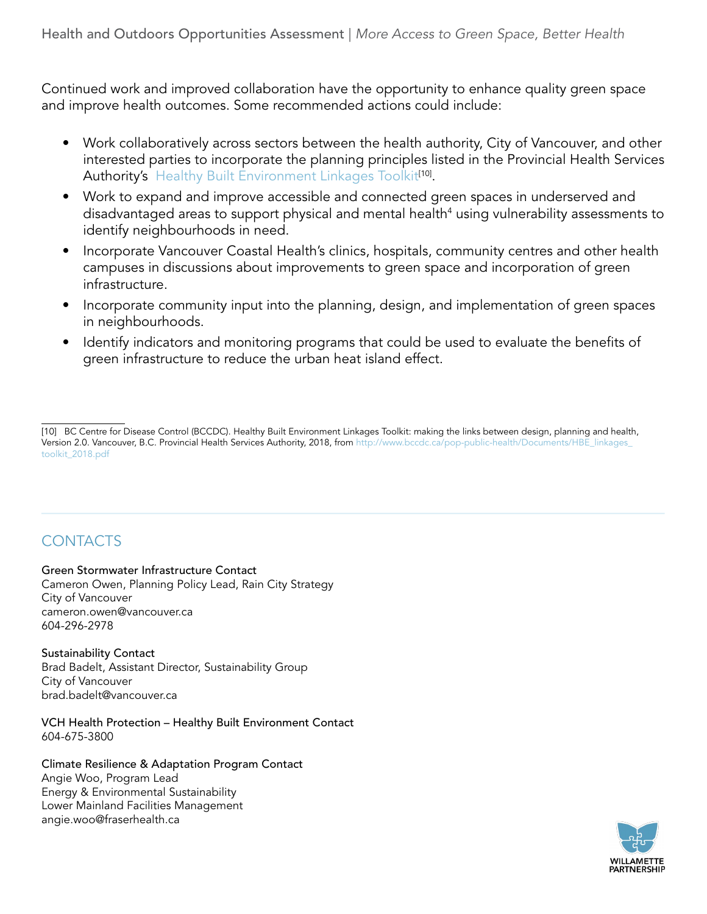Continued work and improved collaboration have the opportunity to enhance quality green space and improve health outcomes. Some recommended actions could include:

- Work collaboratively across sectors between the health authority, City of Vancouver, and other interested parties to incorporate the planning principles listed in the Provincial Health Services Authority's Healthy Built Environment Linkages Toolkit[10].
- Work to expand and improve accessible and connected green spaces in underserved and disadvantaged areas to support physical and mental health[4] using vulnerability assessments to identify neighbourhoods in need.
- Incorporate Vancouver Coastal Health's clinics, hospitals, community centres and other health campuses in discussions about improvements to green space and incorporation of green infrastructure.
- Incorporate community input into the planning, design, and implementation of green spaces in neighbourhoods.
- Identify indicators and monitoring programs that could be used to evaluate the benefits of green infrastructure to reduce the urban heat island effect.

[10] BC Centre for Disease Control (BCCDC). Healthy Built Environment Linkages Toolkit: making the links between design, planning and health, Version 2.0. Vancouver, B.C. Provincial Health Services Authority, 2018, from http://www.bccdc.ca/pop-public-health/Documents/HBE_linkages_toolkit_2018.pdf

## CONTACTS

**Green Stormwater Infrastructure Contact**
Cameron Owen, Planning Policy Lead, Rain City Strategy
City of Vancouver
cameron.owen@vancouver.ca
604-296-2978

**Sustainability Contact**
Brad Badelt, Assistant Director, Sustainability Group
City of Vancouver
brad.badelt@vancouver.ca

**VCH Health Protection – Healthy Built Environment Contact**
604-675-3800

**Climate Resilience & Adaptation Program Contact**
Angie Woo, Program Lead
Energy & Environmental Sustainability
Lower Mainland Facilities Management
angie.woo@fraserhealth.ca

WILLAMETTE PARTNERSHIP